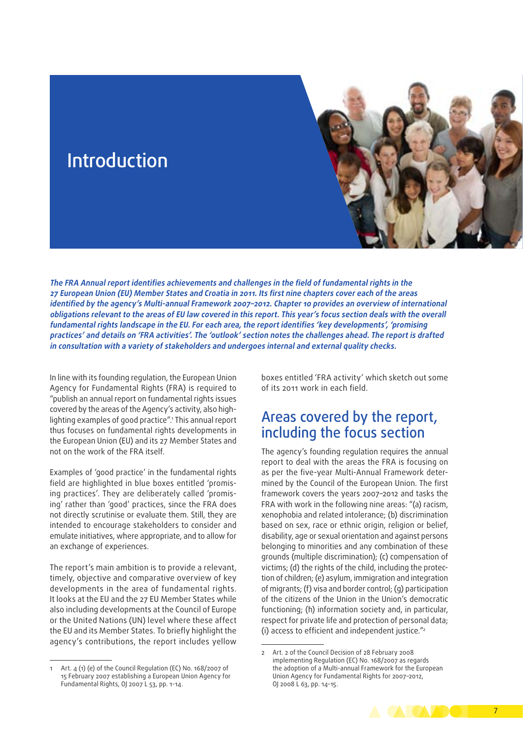# Introduction

***The FRA Annual report identifies achievements and challenges in the field of fundamental rights in the 27 European Union (EU) Member States and Croatia in 2011. Its first nine chapters cover each of the areas identified by the agency's Multi-annual Framework 2007–2012. Chapter 10 provides an overview of international obligations relevant to the areas of EU law covered in this report. This year's focus section deals with the overall fundamental rights landscape in the EU. For each area, the report identifies 'key developments', 'promising practices' and details on 'FRA activities'. The 'outlook' section notes the challenges ahead. The report is drafted in consultation with a variety of stakeholders and undergoes internal and external quality checks.***

In line with its founding regulation, the European Union Agency for Fundamental Rights (FRA) is required to "publish an annual report on fundamental rights issues covered by the areas of the Agency's activity, also highlighting examples of good practice".[1] This annual report thus focuses on fundamental rights developments in the European Union (EU) and its 27 Member States and not on the work of the FRA itself.

Examples of 'good practice' in the fundamental rights field are highlighted in blue boxes entitled 'promising practices'. They are deliberately called 'promising' rather than 'good' practices, since the FRA does not directly scrutinise or evaluate them. Still, they are intended to encourage stakeholders to consider and emulate initiatives, where appropriate, and to allow for an exchange of experiences.

The report's main ambition is to provide a relevant, timely, objective and comparative overview of key developments in the area of fundamental rights. It looks at the EU and the 27 EU Member States while also including developments at the Council of Europe or the United Nations (UN) level where these affect the EU and its Member States. To briefly highlight the agency's contributions, the report includes yellow boxes entitled 'FRA activity' which sketch out some of its 2011 work in each field.

## Areas covered by the report, including the focus section

The agency's founding regulation requires the annual report to deal with the areas the FRA is focusing on as per the five-year Multi-Annual Framework determined by the Council of the European Union. The first framework covers the years 2007–2012 and tasks the FRA with work in the following nine areas: "(a) racism, xenophobia and related intolerance; (b) discrimination based on sex, race or ethnic origin, religion or belief, disability, age or sexual orientation and against persons belonging to minorities and any combination of these grounds (multiple discrimination); (c) compensation of victims; (d) the rights of the child, including the protection of children; (e) asylum, immigration and integration of migrants; (f) visa and border control; (g) participation of the citizens of the Union in the Union's democratic functioning; (h) information society and, in particular, respect for private life and protection of personal data; (i) access to efficient and independent justice."[2]

1 Art. 4 (1) (e) of the Council Regulation (EC) No. 168/2007 of 15 February 2007 establishing a European Union Agency for Fundamental Rights, OJ 2007 L 53, pp. 1-14.

2 Art. 2 of the Council Decision of 28 February 2008 implementing Regulation (EC) No. 168/2007 as regards the adoption of a Multi-annual Framework for the European Union Agency for Fundamental Rights for 2007–2012, OJ 2008 L 63, pp. 14-15.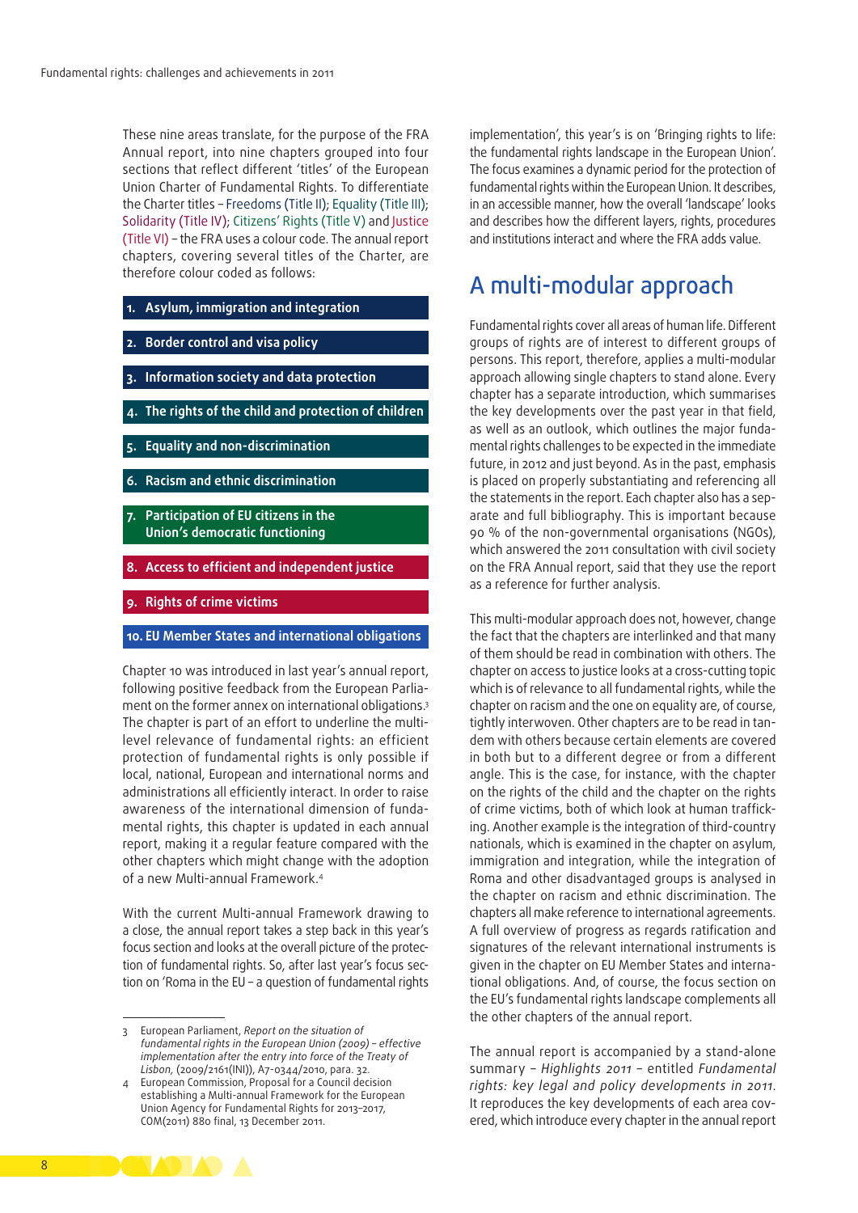These nine areas translate, for the purpose of the FRA Annual report, into nine chapters grouped into four sections that reflect different 'titles' of the European Union Charter of Fundamental Rights. To differentiate the Charter titles – Freedoms (Title II); Equality (Title III); Solidarity (Title IV); Citizens' Rights (Title V) and Justice (Title VI) – the FRA uses a colour code. The annual report chapters, covering several titles of the Charter, are therefore colour coded as follows:

1. **Asylum, immigration and integration**
2. **Border control and visa policy**
3. **Information society and data protection**
4. **The rights of the child and protection of children**
5. **Equality and non-discrimination**
6. **Racism and ethnic discrimination**
7. **Participation of EU citizens in the Union's democratic functioning**
8. **Access to efficient and independent justice**
9. **Rights of crime victims**
10. **EU Member States and international obligations**

Chapter 10 was introduced in last year's annual report, following positive feedback from the European Parliament on the former annex on international obligations.[3] The chapter is part of an effort to underline the multi-level relevance of fundamental rights: an efficient protection of fundamental rights is only possible if local, national, European and international norms and administrations all efficiently interact. In order to raise awareness of the international dimension of fundamental rights, this chapter is updated in each annual report, making it a regular feature compared with the other chapters which might change with the adoption of a new Multi-annual Framework.[4]

With the current Multi-annual Framework drawing to a close, the annual report takes a step back in this year's focus section and looks at the overall picture of the protection of fundamental rights. So, after last year's focus section on 'Roma in the EU – a question of fundamental rights implementation', this year's is on 'Bringing rights to life: the fundamental rights landscape in the European Union'. The focus examines a dynamic period for the protection of fundamental rights within the European Union. It describes, in an accessible manner, how the overall 'landscape' looks and describes how the different layers, rights, procedures and institutions interact and where the FRA adds value.

## A multi-modular approach

Fundamental rights cover all areas of human life. Different groups of rights are of interest to different groups of persons. This report, therefore, applies a multi-modular approach allowing single chapters to stand alone. Every chapter has a separate introduction, which summarises the key developments over the past year in that field, as well as an outlook, which outlines the major fundamental rights challenges to be expected in the immediate future, in 2012 and just beyond. As in the past, emphasis is placed on properly substantiating and referencing all the statements in the report. Each chapter also has a separate and full bibliography. This is important because 90 % of the non-governmental organisations (NGOs), which answered the 2011 consultation with civil society on the FRA Annual report, said that they use the report as a reference for further analysis.

This multi-modular approach does not, however, change the fact that the chapters are interlinked and that many of them should be read in combination with others. The chapter on access to justice looks at a cross-cutting topic which is of relevance to all fundamental rights, while the chapter on racism and the one on equality are, of course, tightly interwoven. Other chapters are to be read in tandem with others because certain elements are covered in both but to a different degree or from a different angle. This is the case, for instance, with the chapter on the rights of the child and the chapter on the rights of crime victims, both of which look at human trafficking. Another example is the integration of third-country nationals, which is examined in the chapter on asylum, immigration and integration, while the integration of Roma and other disadvantaged groups is analysed in the chapter on racism and ethnic discrimination. The chapters all make reference to international agreements. A full overview of progress as regards ratification and signatures of the relevant international instruments is given in the chapter on EU Member States and international obligations. And, of course, the focus section on the EU's fundamental rights landscape complements all the other chapters of the annual report.

The annual report is accompanied by a stand-alone summary – *Highlights 2011* – entitled *Fundamental rights: key legal and policy developments in 2011*. It reproduces the key developments of each area covered, which introduce every chapter in the annual report

---

3 European Parliament, *Report on the situation of fundamental rights in the European Union (2009) – effective implementation after the entry into force of the Treaty of Lisbon,* (2009/2161(INI)), A7-0344/2010, para. 32.

4 European Commission, Proposal for a Council decision establishing a Multi-annual Framework for the European Union Agency for Fundamental Rights for 2013–2017, COM(2011) 880 final, 13 December 2011.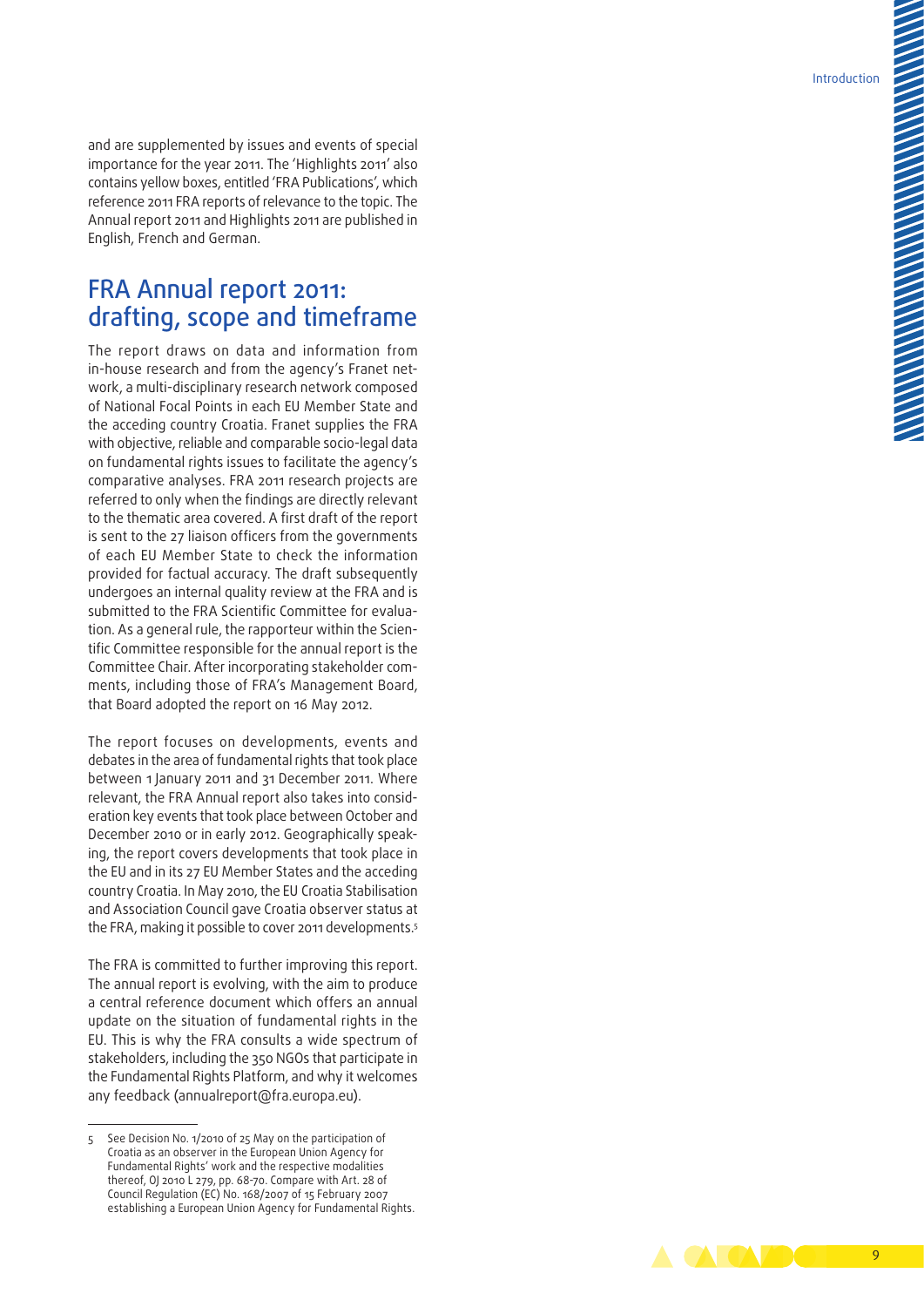and are supplemented by issues and events of special importance for the year 2011. The 'Highlights 2011' also contains yellow boxes, entitled 'FRA Publications', which reference 2011 FRA reports of relevance to the topic. The Annual report 2011 and Highlights 2011 are published in English, French and German.

## FRA Annual report 2011: drafting, scope and timeframe

The report draws on data and information from in-house research and from the agency's Franet network, a multi-disciplinary research network composed of National Focal Points in each EU Member State and the acceding country Croatia. Franet supplies the FRA with objective, reliable and comparable socio-legal data on fundamental rights issues to facilitate the agency's comparative analyses. FRA 2011 research projects are referred to only when the findings are directly relevant to the thematic area covered. A first draft of the report is sent to the 27 liaison officers from the governments of each EU Member State to check the information provided for factual accuracy. The draft subsequently undergoes an internal quality review at the FRA and is submitted to the FRA Scientific Committee for evaluation. As a general rule, the rapporteur within the Scientific Committee responsible for the annual report is the Committee Chair. After incorporating stakeholder comments, including those of FRA's Management Board, that Board adopted the report on 16 May 2012.

The report focuses on developments, events and debates in the area of fundamental rights that took place between 1 January 2011 and 31 December 2011. Where relevant, the FRA Annual report also takes into consideration key events that took place between October and December 2010 or in early 2012. Geographically speaking, the report covers developments that took place in the EU and in its 27 EU Member States and the acceding country Croatia. In May 2010, the EU Croatia Stabilisation and Association Council gave Croatia observer status at the FRA, making it possible to cover 2011 developments.[5]

The FRA is committed to further improving this report. The annual report is evolving, with the aim to produce a central reference document which offers an annual update on the situation of fundamental rights in the EU. This is why the FRA consults a wide spectrum of stakeholders, including the 350 NGOs that participate in the Fundamental Rights Platform, and why it welcomes any feedback (annualreport@fra.europa.eu).

---

5 See Decision No. 1/2010 of 25 May on the participation of Croatia as an observer in the European Union Agency for Fundamental Rights' work and the respective modalities thereof, OJ 2010 L 279, pp. 68-70. Compare with Art. 28 of Council Regulation (EC) No. 168/2007 of 15 February 2007 establishing a European Union Agency for Fundamental Rights.